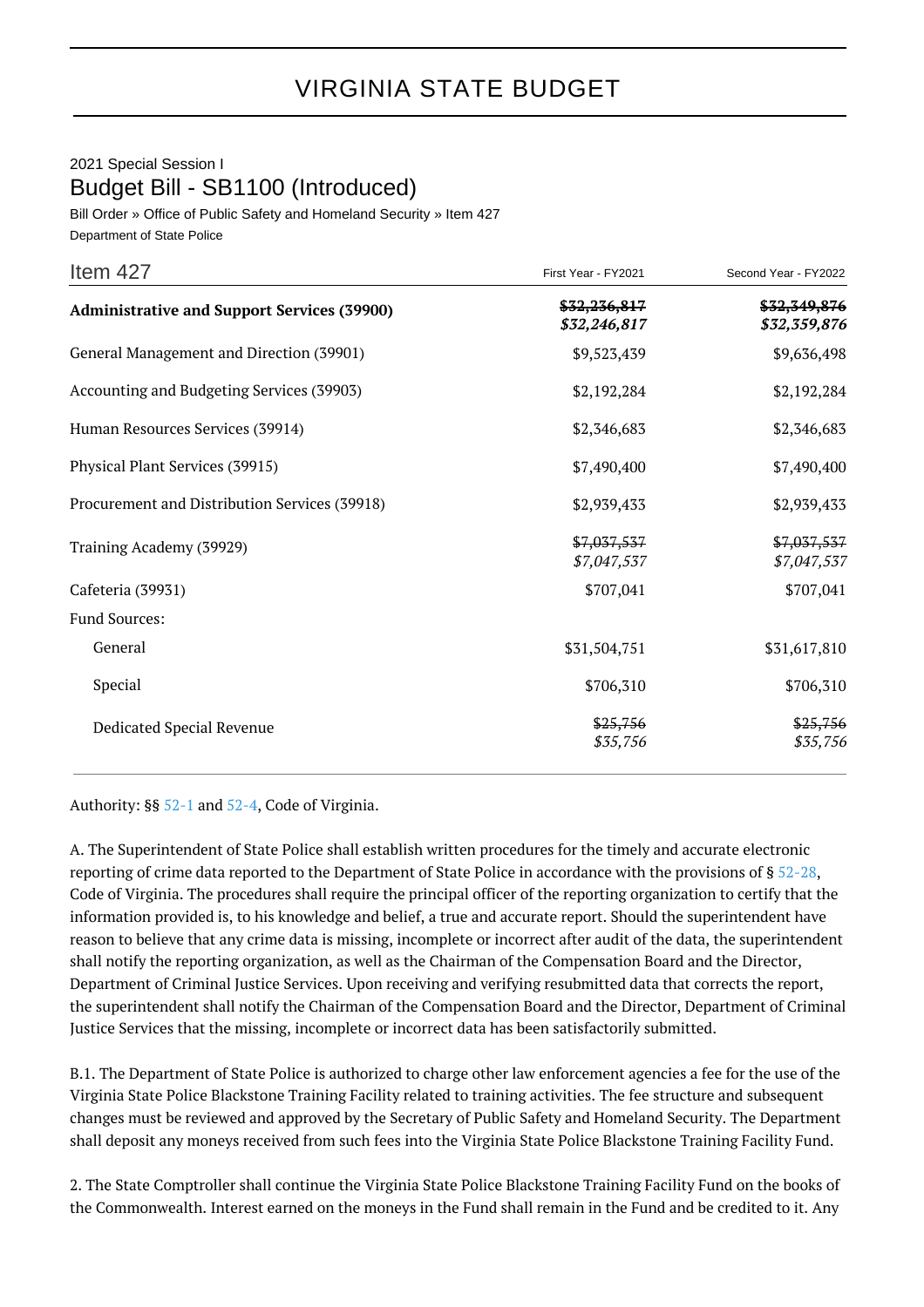# VIRGINIA STATE BUDGET

2021 Special Session I

## Budget Bill - SB1100 (Introduced)

Bill Order » Office of Public Safety and Homeland Security » Item 427

Department of State Police

| Item 427 | First Year - FY2021 | Second Year - FY2022 |
|---|---|---|
| **Administrative and Support Services (39900)** | ~~$32,236,817~~ *$32,246,817* | ~~$32,349,876~~ *$32,359,876* |
| General Management and Direction (39901) | $9,523,439 | $9,636,498 |
| Accounting and Budgeting Services (39903) | $2,192,284 | $2,192,284 |
| Human Resources Services (39914) | $2,346,683 | $2,346,683 |
| Physical Plant Services (39915) | $7,490,400 | $7,490,400 |
| Procurement and Distribution Services (39918) | $2,939,433 | $2,939,433 |
| Training Academy (39929) | ~~$7,037,537~~ *$7,047,537* | ~~$7,037,537~~ *$7,047,537* |
| Cafeteria (39931) | $707,041 | $707,041 |
| Fund Sources: | | |
| General | $31,504,751 | $31,617,810 |
| Special | $706,310 | $706,310 |
| Dedicated Special Revenue | ~~$25,756~~ *$35,756* | ~~$25,756~~ *$35,756* |

Authority: §§ 52-1 and 52-4, Code of Virginia.

A. The Superintendent of State Police shall establish written procedures for the timely and accurate electronic reporting of crime data reported to the Department of State Police in accordance with the provisions of § 52-28, Code of Virginia. The procedures shall require the principal officer of the reporting organization to certify that the information provided is, to his knowledge and belief, a true and accurate report. Should the superintendent have reason to believe that any crime data is missing, incomplete or incorrect after audit of the data, the superintendent shall notify the reporting organization, as well as the Chairman of the Compensation Board and the Director, Department of Criminal Justice Services. Upon receiving and verifying resubmitted data that corrects the report, the superintendent shall notify the Chairman of the Compensation Board and the Director, Department of Criminal Justice Services that the missing, incomplete or incorrect data has been satisfactorily submitted.

B.1. The Department of State Police is authorized to charge other law enforcement agencies a fee for the use of the Virginia State Police Blackstone Training Facility related to training activities. The fee structure and subsequent changes must be reviewed and approved by the Secretary of Public Safety and Homeland Security. The Department shall deposit any moneys received from such fees into the Virginia State Police Blackstone Training Facility Fund.

2. The State Comptroller shall continue the Virginia State Police Blackstone Training Facility Fund on the books of the Commonwealth. Interest earned on the moneys in the Fund shall remain in the Fund and be credited to it. Any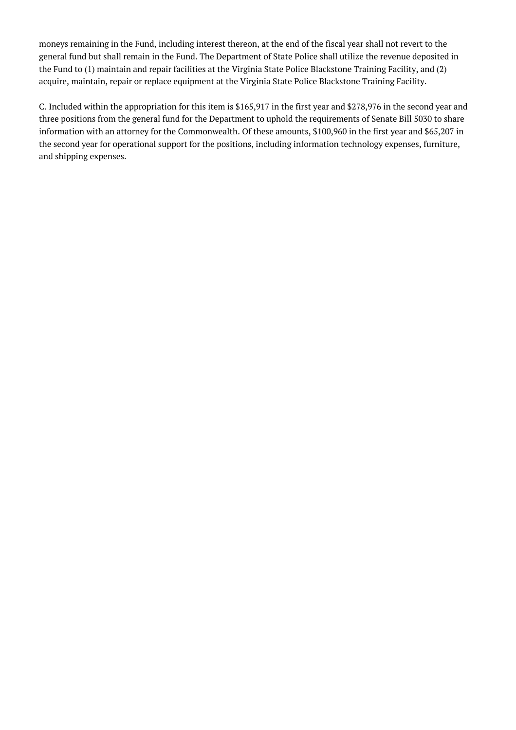moneys remaining in the Fund, including interest thereon, at the end of the fiscal year shall not revert to the general fund but shall remain in the Fund. The Department of State Police shall utilize the revenue deposited in the Fund to (1) maintain and repair facilities at the Virginia State Police Blackstone Training Facility, and (2) acquire, maintain, repair or replace equipment at the Virginia State Police Blackstone Training Facility.

C. Included within the appropriation for this item is $165,917 in the first year and $278,976 in the second year and three positions from the general fund for the Department to uphold the requirements of Senate Bill 5030 to share information with an attorney for the Commonwealth. Of these amounts, $100,960 in the first year and $65,207 in the second year for operational support for the positions, including information technology expenses, furniture, and shipping expenses.